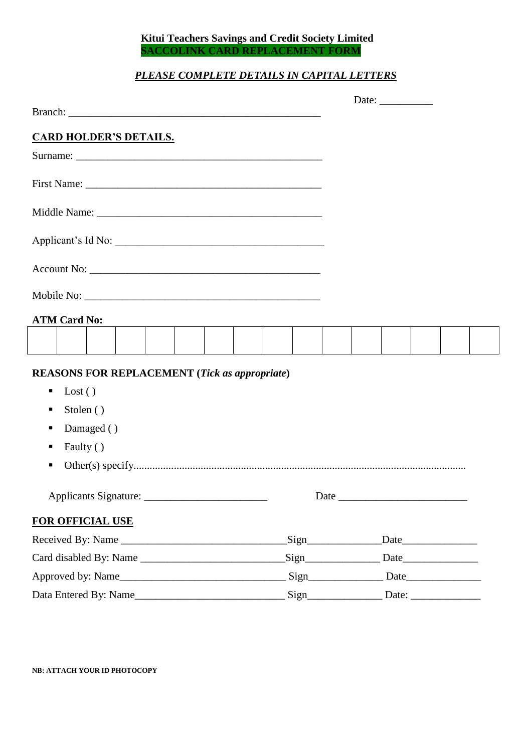**Kitui Teachers Savings and Credit Society Limited**
**SACCOLINK CARD REPLACEMENT FORM**

***PLEASE COMPLETE DETAILS IN CAPITAL LETTERS***

Date: __________

Branch: _______________________________________________

## CARD HOLDER'S DETAILS.

Surname: ______________________________________________

First Name: ____________________________________________

Middle Name: __________________________________________

Applicant's Id No: ______________________________________

Account No: ____________________________________________

Mobile No: _____________________________________________

**ATM Card No:**

| | | | | | | | | | | | | | | | |
|---|---|---|---|---|---|---|---|---|---|---|---|---|---|---|---|
| | | | | | | | | | | | | | | | |

**REASONS FOR REPLACEMENT (*Tick as appropriate*)**

- Lost ( )
- Stolen ( )
- Damaged ( )
- Faulty ( )
- Other(s) specify.........................................................................................................................

Applicants Signature: _______________________ Date ________________________

## FOR OFFICIAL USE

Received By: Name _______________________________Sign_____________Date_____________

Card disabled By: Name ___________________________Sign_____________ Date_____________

Approved by: Name______________________________ Sign_____________ Date_____________

Data Entered By: Name____________________________ Sign_____________ Date: _____________

**NB: ATTACH YOUR ID PHOTOCOPY**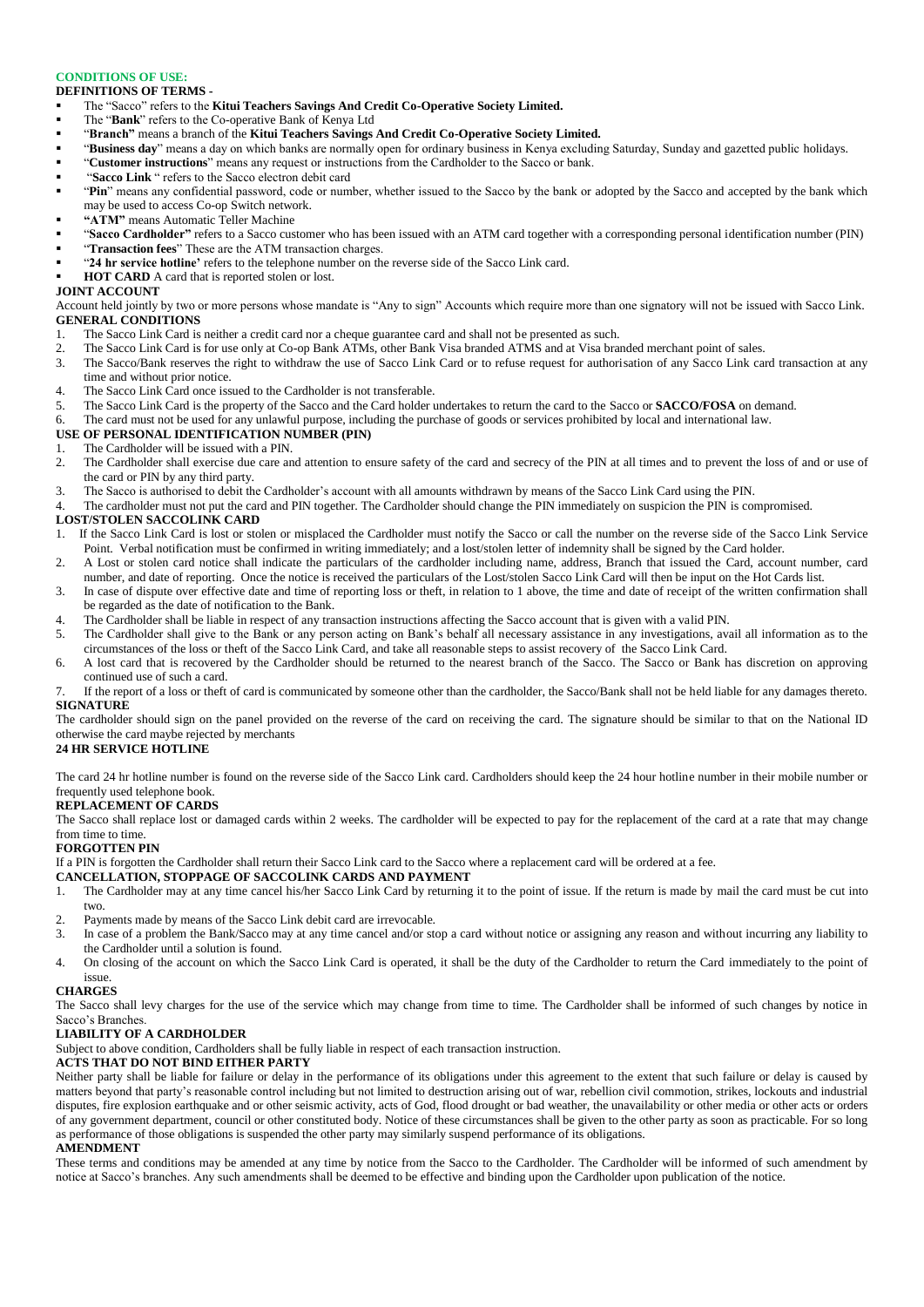## CONDITIONS OF USE:

### DEFINITIONS OF TERMS -

- The "Sacco" refers to the **Kitui Teachers Savings And Credit Co-Operative Society Limited.**
- The "**Bank**" refers to the Co-operative Bank of Kenya Ltd
- "**Branch"** means a branch of the **Kitui Teachers Savings And Credit Co-Operative Society Limited.**
- "**Business day**" means a day on which banks are normally open for ordinary business in Kenya excluding Saturday, Sunday and gazetted public holidays.
- "**Customer instructions**" means any request or instructions from the Cardholder to the Sacco or bank.
- "**Sacco Link** " refers to the Sacco electron debit card
- "**Pin**" means any confidential password, code or number, whether issued to the Sacco by the bank or adopted by the Sacco and accepted by the bank which may be used to access Co-op Switch network.
- **"ATM"** means Automatic Teller Machine
- "**Sacco Cardholder"** refers to a Sacco customer who has been issued with an ATM card together with a corresponding personal identification number (PIN)
- "**Transaction fees**" These are the ATM transaction charges.
- "**24 hr service hotline'** refers to the telephone number on the reverse side of the Sacco Link card.
- **HOT CARD** A card that is reported stolen or lost.

### JOINT ACCOUNT

Account held jointly by two or more persons whose mandate is "Any to sign" Accounts which require more than one signatory will not be issued with Sacco Link.

### GENERAL CONDITIONS

1. The Sacco Link Card is neither a credit card nor a cheque guarantee card and shall not be presented as such.
2. The Sacco Link Card is for use only at Co-op Bank ATMs, other Bank Visa branded ATMS and at Visa branded merchant point of sales.
3. The Sacco/Bank reserves the right to withdraw the use of Sacco Link Card or to refuse request for authorisation of any Sacco Link card transaction at any time and without prior notice.
4. The Sacco Link Card once issued to the Cardholder is not transferable.
5. The Sacco Link Card is the property of the Sacco and the Card holder undertakes to return the card to the Sacco or **SACCO/FOSA** on demand.
6. The card must not be used for any unlawful purpose, including the purchase of goods or services prohibited by local and international law.

### USE OF PERSONAL IDENTIFICATION NUMBER (PIN)

1. The Cardholder will be issued with a PIN.
2. The Cardholder shall exercise due care and attention to ensure safety of the card and secrecy of the PIN at all times and to prevent the loss of and or use of the card or PIN by any third party.
3. The Sacco is authorised to debit the Cardholder's account with all amounts withdrawn by means of the Sacco Link Card using the PIN.
4. The cardholder must not put the card and PIN together. The Cardholder should change the PIN immediately on suspicion the PIN is compromised.

### LOST/STOLEN SACCOLINK CARD

1. If the Sacco Link Card is lost or stolen or misplaced the Cardholder must notify the Sacco or call the number on the reverse side of the Sacco Link Service Point. Verbal notification must be confirmed in writing immediately; and a lost/stolen letter of indemnity shall be signed by the Card holder.
2. A Lost or stolen card notice shall indicate the particulars of the cardholder including name, address, Branch that issued the Card, account number, card number, and date of reporting. Once the notice is received the particulars of the Lost/stolen Sacco Link Card will then be input on the Hot Cards list.
3. In case of dispute over effective date and time of reporting loss or theft, in relation to 1 above, the time and date of receipt of the written confirmation shall be regarded as the date of notification to the Bank.
4. The Cardholder shall be liable in respect of any transaction instructions affecting the Sacco account that is given with a valid PIN.
5. The Cardholder shall give to the Bank or any person acting on Bank's behalf all necessary assistance in any investigations, avail all information as to the circumstances of the loss or theft of the Sacco Link Card, and take all reasonable steps to assist recovery of the Sacco Link Card.
6. A lost card that is recovered by the Cardholder should be returned to the nearest branch of the Sacco. The Sacco or Bank has discretion on approving continued use of such a card.
7. If the report of a loss or theft of card is communicated by someone other than the cardholder, the Sacco/Bank shall not be held liable for any damages thereto.

### SIGNATURE

The cardholder should sign on the panel provided on the reverse of the card on receiving the card. The signature should be similar to that on the National ID otherwise the card maybe rejected by merchants

### 24 HR SERVICE HOTLINE

The card 24 hr hotline number is found on the reverse side of the Sacco Link card. Cardholders should keep the 24 hour hotline number in their mobile number or frequently used telephone book.

### REPLACEMENT OF CARDS

The Sacco shall replace lost or damaged cards within 2 weeks. The cardholder will be expected to pay for the replacement of the card at a rate that may change from time to time.

### FORGOTTEN PIN

If a PIN is forgotten the Cardholder shall return their Sacco Link card to the Sacco where a replacement card will be ordered at a fee.

### CANCELLATION, STOPPAGE OF SACCOLINK CARDS AND PAYMENT

1. The Cardholder may at any time cancel his/her Sacco Link Card by returning it to the point of issue. If the return is made by mail the card must be cut into two.
2. Payments made by means of the Sacco Link debit card are irrevocable.
3. In case of a problem the Bank/Sacco may at any time cancel and/or stop a card without notice or assigning any reason and without incurring any liability to the Cardholder until a solution is found.
4. On closing of the account on which the Sacco Link Card is operated, it shall be the duty of the Cardholder to return the Card immediately to the point of issue.

### CHARGES

The Sacco shall levy charges for the use of the service which may change from time to time. The Cardholder shall be informed of such changes by notice in Sacco's Branches.

### LIABILITY OF A CARDHOLDER

Subject to above condition, Cardholders shall be fully liable in respect of each transaction instruction.

### ACTS THAT DO NOT BIND EITHER PARTY

Neither party shall be liable for failure or delay in the performance of its obligations under this agreement to the extent that such failure or delay is caused by matters beyond that party's reasonable control including but not limited to destruction arising out of war, rebellion civil commotion, strikes, lockouts and industrial disputes, fire explosion earthquake and or other seismic activity, acts of God, flood drought or bad weather, the unavailability or other media or other acts or orders of any government department, council or other constituted body. Notice of these circumstances shall be given to the other party as soon as practicable. For so long as performance of those obligations is suspended the other party may similarly suspend performance of its obligations.

### AMENDMENT

These terms and conditions may be amended at any time by notice from the Sacco to the Cardholder. The Cardholder will be informed of such amendment by notice at Sacco's branches. Any such amendments shall be deemed to be effective and binding upon the Cardholder upon publication of the notice.